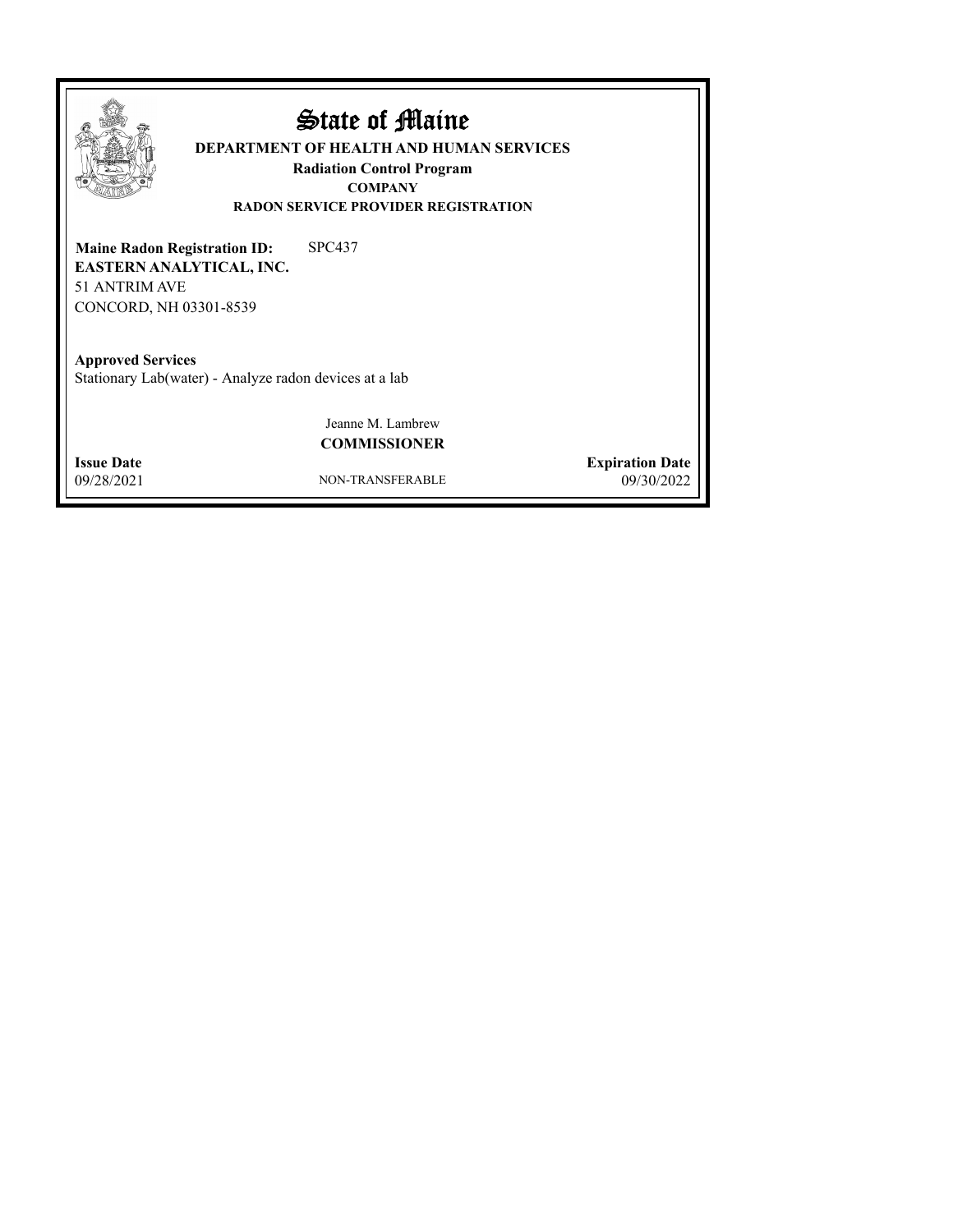# State of Maine

**DEPARTMENT OF HEALTH AND HUMAN SERVICES**

**Radiation Control Program**

**COMPANY**

**RADON SERVICE PROVIDER REGISTRATION**

**Maine Radon Registration ID:** SPC437

**EASTERN ANALYTICAL, INC.**

51 ANTRIM AVE

CONCORD, NH 03301-8539

**Approved Services**

Stationary Lab(water) - Analyze radon devices at a lab

Jeanne M. Lambrew

**COMMISSIONER**

| **Issue Date** | | **Expiration Date** |
|---|---|---|
| 09/28/2021 | NON-TRANSFERABLE | 09/30/2022 |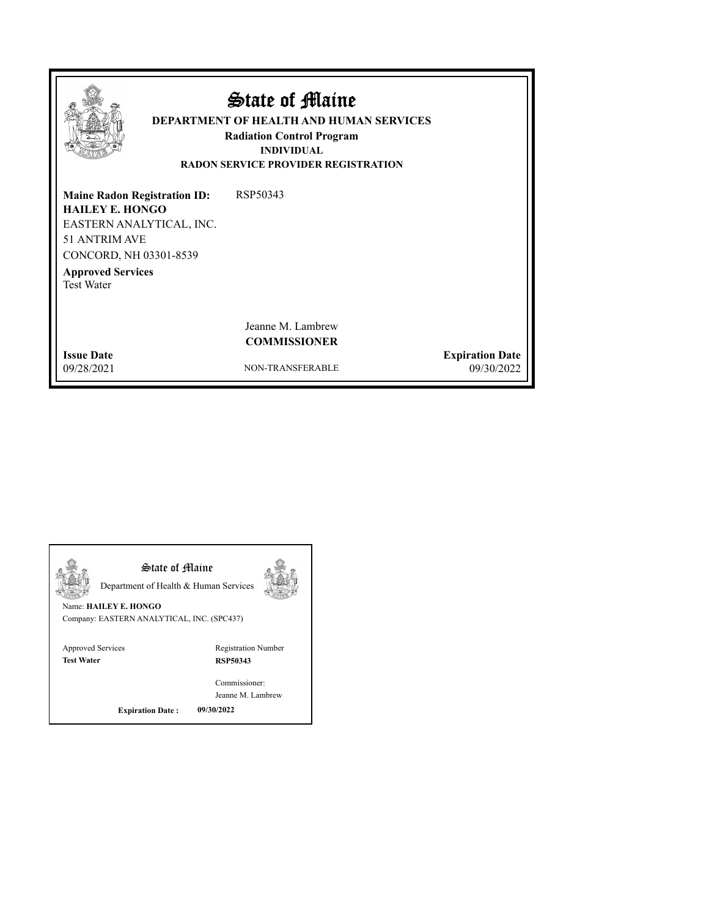# State of Maine

**DEPARTMENT OF HEALTH AND HUMAN SERVICES**

**Radiation Control Program**

**INDIVIDUAL**

**RADON SERVICE PROVIDER REGISTRATION**

**Maine Radon Registration ID:** RSP50343

**HAILEY E. HONGO**
EASTERN ANALYTICAL, INC.
51 ANTRIM AVE
CONCORD, NH 03301-8539

**Approved Services**
Test Water

Jeanne M. Lambrew
**COMMISSIONER**

| **Issue Date** | | **Expiration Date** |
|---|---|---|
| 09/28/2021 | NON-TRANSFERABLE | 09/30/2022 |

---

## State of Maine

Department of Health & Human Services

Name: **HAILEY E. HONGO**
Company: EASTERN ANALYTICAL, INC. (SPC437)

| Approved Services | Registration Number |
|---|---|
| **Test Water** | **RSP50343** |

Commissioner:
Jeanne M. Lambrew

**Expiration Date :** **09/30/2022**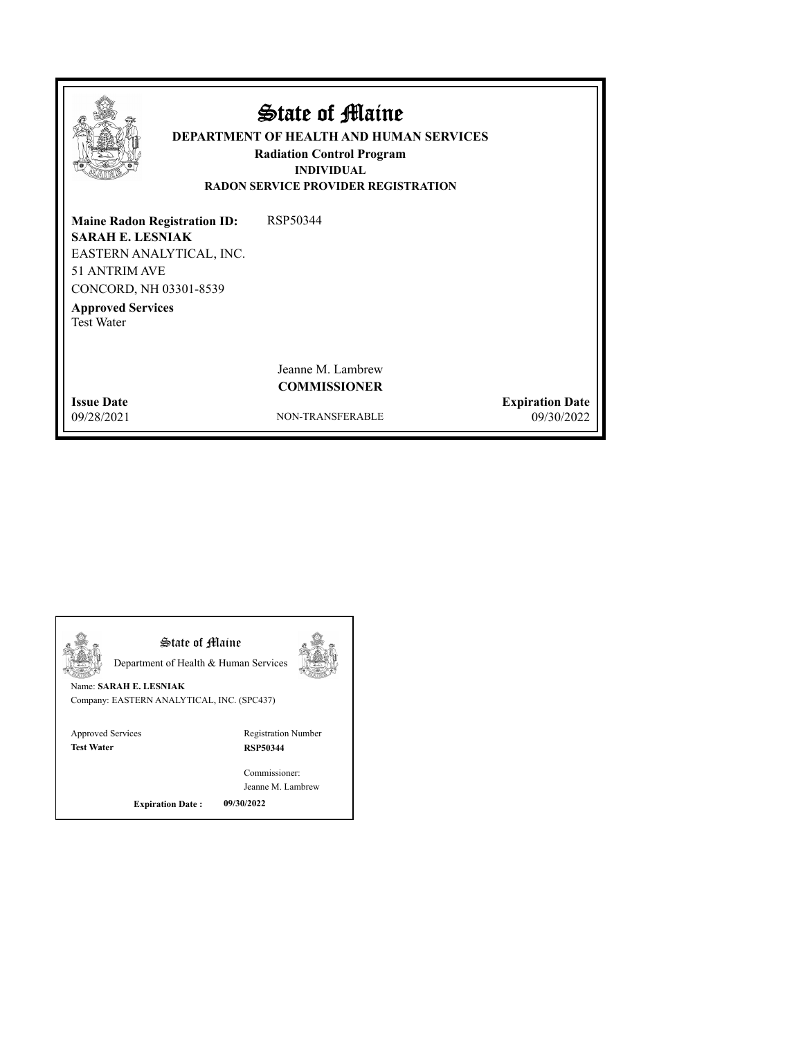# State of Maine

**DEPARTMENT OF HEALTH AND HUMAN SERVICES**

**Radiation Control Program**

**INDIVIDUAL**

**RADON SERVICE PROVIDER REGISTRATION**

**Maine Radon Registration ID:** RSP50344

**SARAH E. LESNIAK**

EASTERN ANALYTICAL, INC.

51 ANTRIM AVE

CONCORD, NH 03301-8539

**Approved Services**

Test Water

Jeanne M. Lambrew

**COMMISSIONER**

**Issue Date**

09/28/2021

NON-TRANSFERABLE

**Expiration Date**

09/30/2022

---

State of Maine

Department of Health & Human Services

Name: **SARAH E. LESNIAK**

Company: EASTERN ANALYTICAL, INC. (SPC437)

Approved Services

**Test Water**

Registration Number

**RSP50344**

Commissioner:

Jeanne M. Lambrew

**Expiration Date :** **09/30/2022**